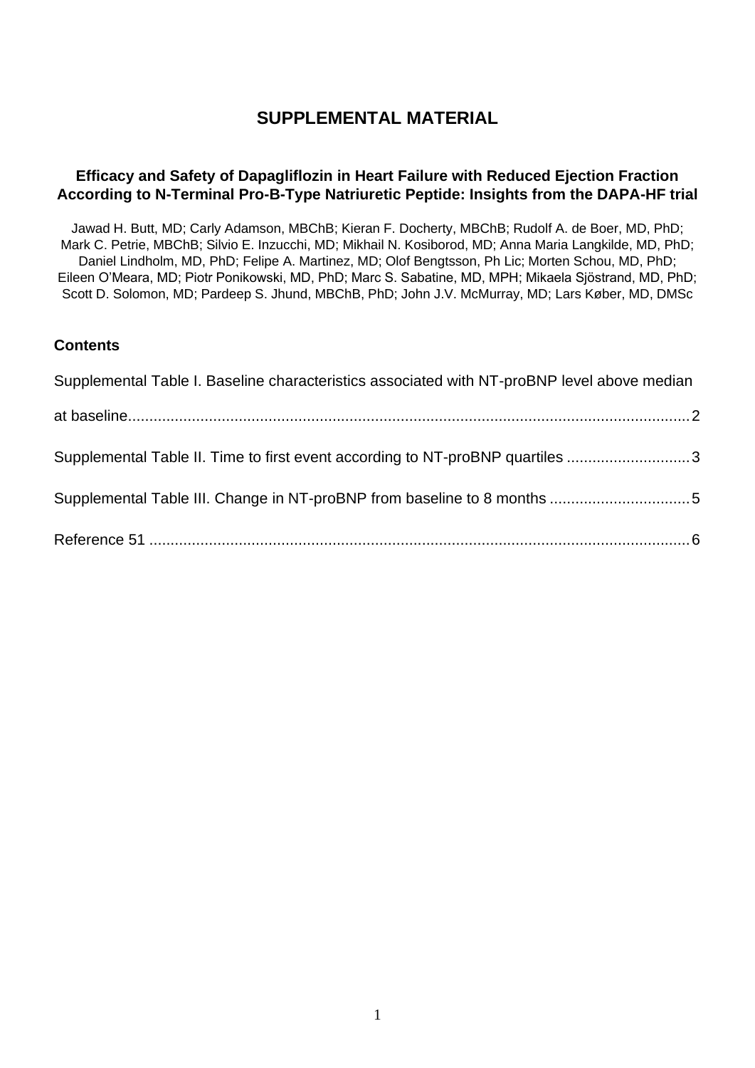# SUPPLEMENTAL MATERIAL

### Efficacy and Safety of Dapagliflozin in Heart Failure with Reduced Ejection Fraction According to N-Terminal Pro-B-Type Natriuretic Peptide: Insights from the DAPA-HF trial

Jawad H. Butt, MD; Carly Adamson, MBChB; Kieran F. Docherty, MBChB; Rudolf A. de Boer, MD, PhD; Mark C. Petrie, MBChB; Silvio E. Inzucchi, MD; Mikhail N. Kosiborod, MD; Anna Maria Langkilde, MD, PhD; Daniel Lindholm, MD, PhD; Felipe A. Martinez, MD; Olof Bengtsson, Ph Lic; Morten Schou, MD, PhD; Eileen O'Meara, MD; Piotr Ponikowski, MD, PhD; Marc S. Sabatine, MD, MPH; Mikaela Sjöstrand, MD, PhD; Scott D. Solomon, MD; Pardeep S. Jhund, MBChB, PhD; John J.V. McMurray, MD; Lars Køber, MD, DMSc

## Contents

Supplemental Table I. Baseline characteristics associated with NT-proBNP level above median at baseline....................2

Supplemental Table II. Time to first event according to NT-proBNP quartiles ....................3

Supplemental Table III. Change in NT-proBNP from baseline to 8 months ....................5

Reference 51 ....................6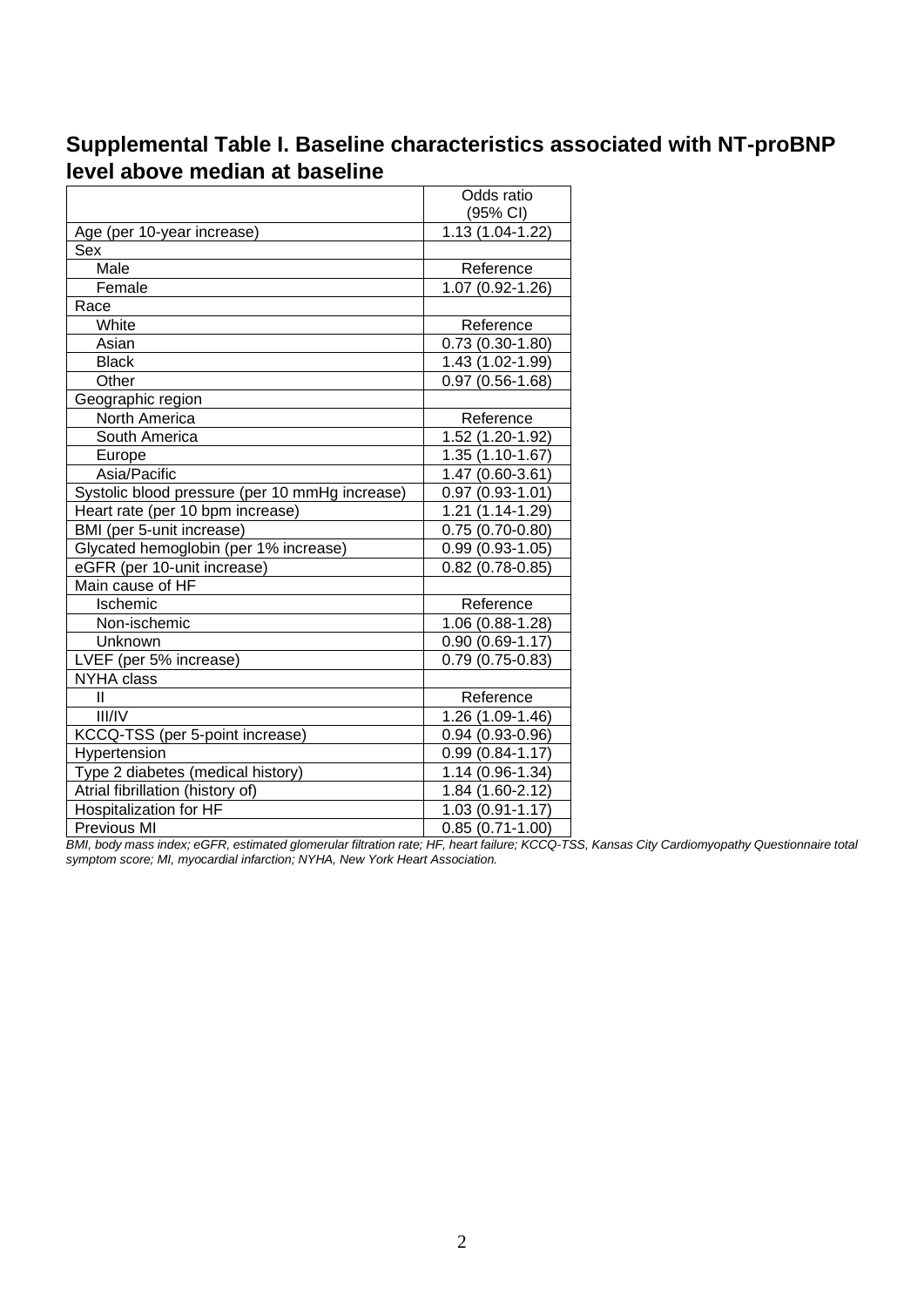## Supplemental Table I. Baseline characteristics associated with NT-proBNP level above median at baseline

| | Odds ratio (95% CI) |
|---|---|
| Age (per 10-year increase) | 1.13 (1.04-1.22) |
| Sex | |
| Male | Reference |
| Female | 1.07 (0.92-1.26) |
| Race | |
| White | Reference |
| Asian | 0.73 (0.30-1.80) |
| Black | 1.43 (1.02-1.99) |
| Other | 0.97 (0.56-1.68) |
| Geographic region | |
| North America | Reference |
| South America | 1.52 (1.20-1.92) |
| Europe | 1.35 (1.10-1.67) |
| Asia/Pacific | 1.47 (0.60-3.61) |
| Systolic blood pressure (per 10 mmHg increase) | 0.97 (0.93-1.01) |
| Heart rate (per 10 bpm increase) | 1.21 (1.14-1.29) |
| BMI (per 5-unit increase) | 0.75 (0.70-0.80) |
| Glycated hemoglobin (per 1% increase) | 0.99 (0.93-1.05) |
| eGFR (per 10-unit increase) | 0.82 (0.78-0.85) |
| Main cause of HF | |
| Ischemic | Reference |
| Non-ischemic | 1.06 (0.88-1.28) |
| Unknown | 0.90 (0.69-1.17) |
| LVEF (per 5% increase) | 0.79 (0.75-0.83) |
| NYHA class | |
| II | Reference |
| III/IV | 1.26 (1.09-1.46) |
| KCCQ-TSS (per 5-point increase) | 0.94 (0.93-0.96) |
| Hypertension | 0.99 (0.84-1.17) |
| Type 2 diabetes (medical history) | 1.14 (0.96-1.34) |
| Atrial fibrillation (history of) | 1.84 (1.60-2.12) |
| Hospitalization for HF | 1.03 (0.91-1.17) |
| Previous MI | 0.85 (0.71-1.00) |

*BMI, body mass index; eGFR, estimated glomerular filtration rate; HF, heart failure; KCCQ-TSS, Kansas City Cardiomyopathy Questionnaire total symptom score; MI, myocardial infarction; NYHA, New York Heart Association.*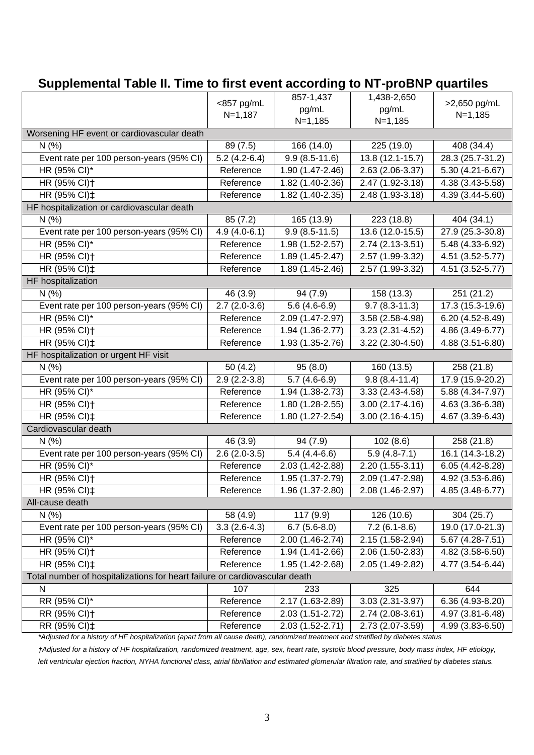## Supplemental Table II. Time to first event according to NT-proBNP quartiles

| | <857 pg/mL N=1,187 | 857-1,437 pg/mL N=1,185 | 1,438-2,650 pg/mL N=1,185 | >2,650 pg/mL N=1,185 |
|---|---|---|---|---|
| Worsening HF event or cardiovascular death | | | | |
| N (%) | 89 (7.5) | 166 (14.0) | 225 (19.0) | 408 (34.4) |
| Event rate per 100 person-years (95% CI) | 5.2 (4.2-6.4) | 9.9 (8.5-11.6) | 13.8 (12.1-15.7) | 28.3 (25.7-31.2) |
| HR (95% CI)* | Reference | 1.90 (1.47-2.46) | 2.63 (2.06-3.37) | 5.30 (4.21-6.67) |
| HR (95% CI)† | Reference | 1.82 (1.40-2.36) | 2.47 (1.92-3.18) | 4.38 (3.43-5.58) |
| HR (95% CI)‡ | Reference | 1.82 (1.40-2.35) | 2.48 (1.93-3.18) | 4.39 (3.44-5.60) |
| HF hospitalization or cardiovascular death | | | | |
| N (%) | 85 (7.2) | 165 (13.9) | 223 (18.8) | 404 (34.1) |
| Event rate per 100 person-years (95% CI) | 4.9 (4.0-6.1) | 9.9 (8.5-11.5) | 13.6 (12.0-15.5) | 27.9 (25.3-30.8) |
| HR (95% CI)* | Reference | 1.98 (1.52-2.57) | 2.74 (2.13-3.51) | 5.48 (4.33-6.92) |
| HR (95% CI)† | Reference | 1.89 (1.45-2.47) | 2.57 (1.99-3.32) | 4.51 (3.52-5.77) |
| HR (95% CI)‡ | Reference | 1.89 (1.45-2.46) | 2.57 (1.99-3.32) | 4.51 (3.52-5.77) |
| HF hospitalization | | | | |
| N (%) | 46 (3.9) | 94 (7.9) | 158 (13.3) | 251 (21.2) |
| Event rate per 100 person-years (95% CI) | 2.7 (2.0-3.6) | 5.6 (4.6-6.9) | 9.7 (8.3-11.3) | 17.3 (15.3-19.6) |
| HR (95% CI)* | Reference | 2.09 (1.47-2.97) | 3.58 (2.58-4.98) | 6.20 (4.52-8.49) |
| HR (95% CI)† | Reference | 1.94 (1.36-2.77) | 3.23 (2.31-4.52) | 4.86 (3.49-6.77) |
| HR (95% CI)‡ | Reference | 1.93 (1.35-2.76) | 3.22 (2.30-4.50) | 4.88 (3.51-6.80) |
| HF hospitalization or urgent HF visit | | | | |
| N (%) | 50 (4.2) | 95 (8.0) | 160 (13.5) | 258 (21.8) |
| Event rate per 100 person-years (95% CI) | 2.9 (2.2-3.8) | 5.7 (4.6-6.9) | 9.8 (8.4-11.4) | 17.9 (15.9-20.2) |
| HR (95% CI)* | Reference | 1.94 (1.38-2.73) | 3.33 (2.43-4.58) | 5.88 (4.34-7.97) |
| HR (95% CI)† | Reference | 1.80 (1.28-2.55) | 3.00 (2.17-4.16) | 4.63 (3.36-6.38) |
| HR (95% CI)‡ | Reference | 1.80 (1.27-2.54) | 3.00 (2.16-4.15) | 4.67 (3.39-6.43) |
| Cardiovascular death | | | | |
| N (%) | 46 (3.9) | 94 (7.9) | 102 (8.6) | 258 (21.8) |
| Event rate per 100 person-years (95% CI) | 2.6 (2.0-3.5) | 5.4 (4.4-6.6) | 5.9 (4.8-7.1) | 16.1 (14.3-18.2) |
| HR (95% CI)* | Reference | 2.03 (1.42-2.88) | 2.20 (1.55-3.11) | 6.05 (4.42-8.28) |
| HR (95% CI)† | Reference | 1.95 (1.37-2.79) | 2.09 (1.47-2.98) | 4.92 (3.53-6.86) |
| HR (95% CI)‡ | Reference | 1.96 (1.37-2.80) | 2.08 (1.46-2.97) | 4.85 (3.48-6.77) |
| All-cause death | | | | |
| N (%) | 58 (4.9) | 117 (9.9) | 126 (10.6) | 304 (25.7) |
| Event rate per 100 person-years (95% CI) | 3.3 (2.6-4.3) | 6.7 (5.6-8.0) | 7.2 (6.1-8.6) | 19.0 (17.0-21.3) |
| HR (95% CI)* | Reference | 2.00 (1.46-2.74) | 2.15 (1.58-2.94) | 5.67 (4.28-7.51) |
| HR (95% CI)† | Reference | 1.94 (1.41-2.66) | 2.06 (1.50-2.83) | 4.82 (3.58-6.50) |
| HR (95% CI)‡ | Reference | 1.95 (1.42-2.68) | 2.05 (1.49-2.82) | 4.77 (3.54-6.44) |
| Total number of hospitalizations for heart failure or cardiovascular death | | | | |
| N | 107 | 233 | 325 | 644 |
| RR (95% CI)* | Reference | 2.17 (1.63-2.89) | 3.03 (2.31-3.97) | 6.36 (4.93-8.20) |
| RR (95% CI)† | Reference | 2.03 (1.51-2.72) | 2.74 (2.08-3.61) | 4.97 (3.81-6.48) |
| RR (95% CI)‡ | Reference | 2.03 (1.52-2.71) | 2.73 (2.07-3.59) | 4.99 (3.83-6.50) |

*\*Adjusted for a history of HF hospitalization (apart from all cause death), randomized treatment and stratified by diabetes status*

*†Adjusted for a history of HF hospitalization, randomized treatment, age, sex, heart rate, systolic blood pressure, body mass index, HF etiology, left ventricular ejection fraction, NYHA functional class, atrial fibrillation and estimated glomerular filtration rate, and stratified by diabetes status.*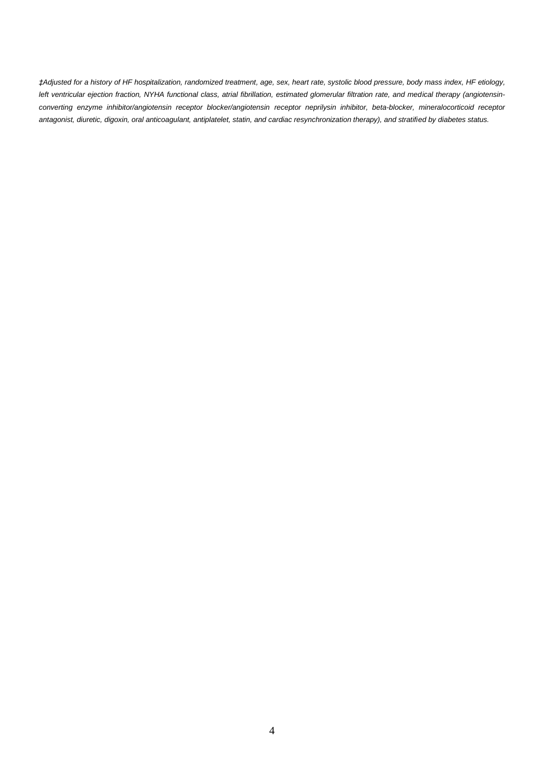*‡Adjusted for a history of HF hospitalization, randomized treatment, age, sex, heart rate, systolic blood pressure, body mass index, HF etiology, left ventricular ejection fraction, NYHA functional class, atrial fibrillation, estimated glomerular filtration rate, and medical therapy (angiotensin-converting enzyme inhibitor/angiotensin receptor blocker/angiotensin receptor neprilysin inhibitor, beta-blocker, mineralocorticoid receptor antagonist, diuretic, digoxin, oral anticoagulant, antiplatelet, statin, and cardiac resynchronization therapy), and stratified by diabetes status.*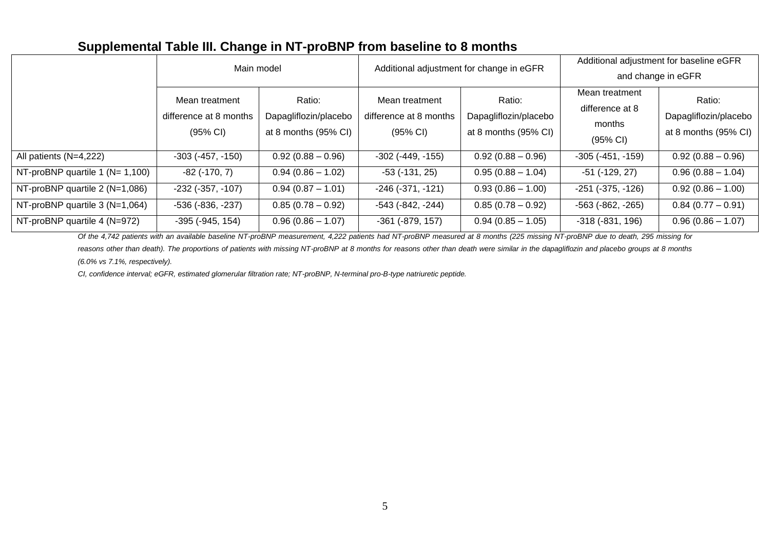**Supplemental Table III. Change in NT-proBNP from baseline to 8 months**

| | Main model | | Additional adjustment for change in eGFR | | Additional adjustment for baseline eGFR and change in eGFR | |
|---|---|---|---|---|---|---|
| | Mean treatment difference at 8 months (95% CI) | Ratio: Dapagliflozin/placebo at 8 months (95% CI) | Mean treatment difference at 8 months (95% CI) | Ratio: Dapagliflozin/placebo at 8 months (95% CI) | Mean treatment difference at 8 months (95% CI) | Ratio: Dapagliflozin/placebo at 8 months (95% CI) |
| All patients (N=4,222) | -303 (-457, -150) | 0.92 (0.88 – 0.96) | -302 (-449, -155) | 0.92 (0.88 – 0.96) | -305 (-451, -159) | 0.92 (0.88 – 0.96) |
| NT-proBNP quartile 1 (N= 1,100) | -82 (-170, 7) | 0.94 (0.86 – 1.02) | -53 (-131, 25) | 0.95 (0.88 – 1.04) | -51 (-129, 27) | 0.96 (0.88 – 1.04) |
| NT-proBNP quartile 2 (N=1,086) | -232 (-357, -107) | 0.94 (0.87 – 1.01) | -246 (-371, -121) | 0.93 (0.86 – 1.00) | -251 (-375, -126) | 0.92 (0.86 – 1.00) |
| NT-proBNP quartile 3 (N=1,064) | -536 (-836, -237) | 0.85 (0.78 – 0.92) | -543 (-842, -244) | 0.85 (0.78 – 0.92) | -563 (-862, -265) | 0.84 (0.77 – 0.91) |
| NT-proBNP quartile 4 (N=972) | -395 (-945, 154) | 0.96 (0.86 – 1.07) | -361 (-879, 157) | 0.94 (0.85 – 1.05) | -318 (-831, 196) | 0.96 (0.86 – 1.07) |

*Of the 4,742 patients with an available baseline NT-proBNP measurement, 4,222 patients had NT-proBNP measured at 8 months (225 missing NT-proBNP due to death, 295 missing for reasons other than death). The proportions of patients with missing NT-proBNP at 8 months for reasons other than death were similar in the dapagliflozin and placebo groups at 8 months (6.0% vs 7.1%, respectively).*

*CI, confidence interval; eGFR, estimated glomerular filtration rate; NT-proBNP, N-terminal pro-B-type natriuretic peptide.*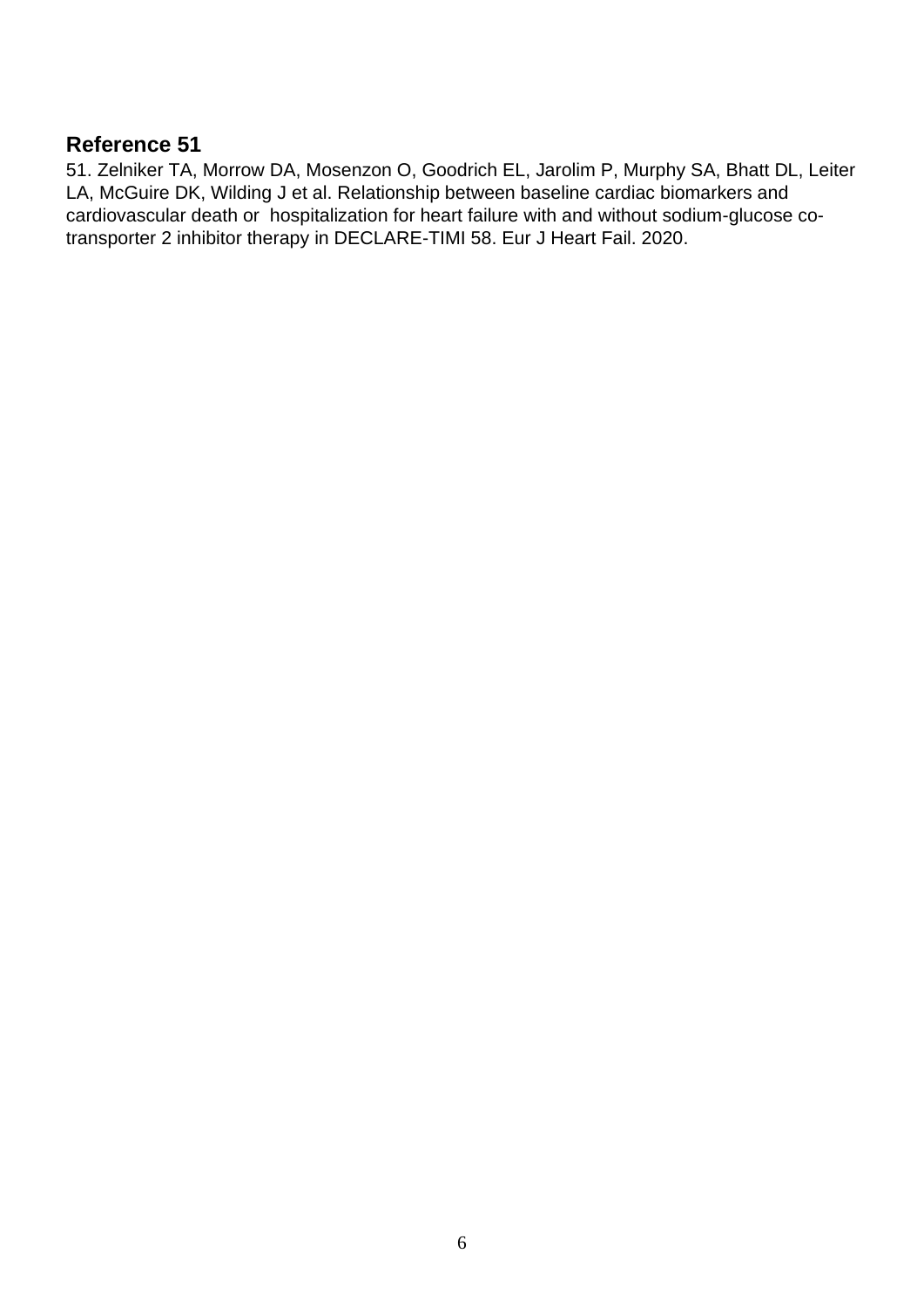## Reference 51

51. Zelniker TA, Morrow DA, Mosenzon O, Goodrich EL, Jarolim P, Murphy SA, Bhatt DL, Leiter LA, McGuire DK, Wilding J et al. Relationship between baseline cardiac biomarkers and cardiovascular death or hospitalization for heart failure with and without sodium-glucose co-transporter 2 inhibitor therapy in DECLARE-TIMI 58. Eur J Heart Fail. 2020.